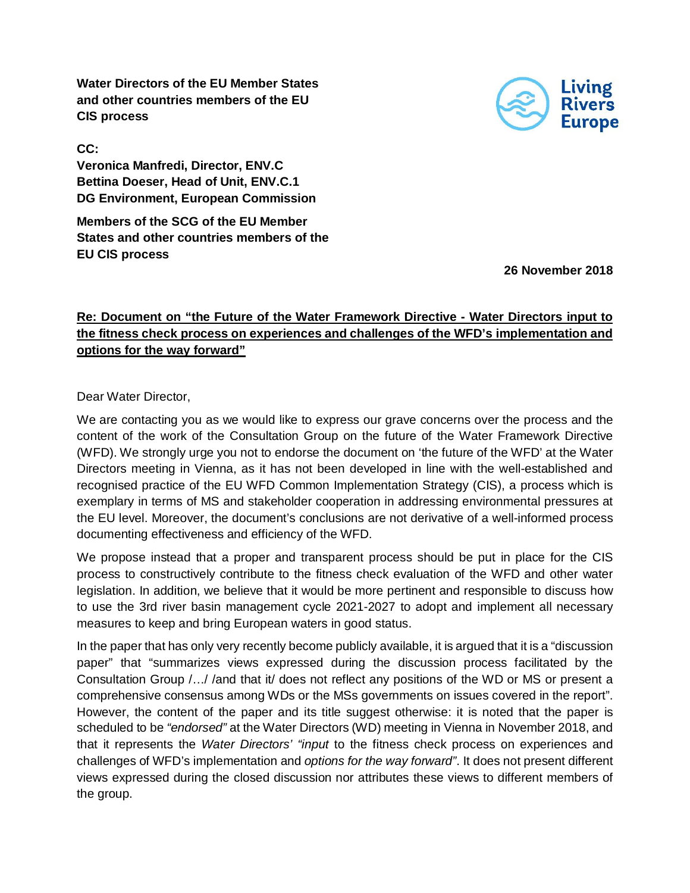**Water Directors of the EU Member States and other countries members of the EU CIS process**

Living Rivers Europe

**CC:**
**Veronica Manfredi, Director, ENV.C**
**Bettina Doeser, Head of Unit, ENV.C.1**
**DG Environment, European Commission**

**Members of the SCG of the EU Member States and other countries members of the EU CIS process**

**26 November 2018**

**Re: Document on "the Future of the Water Framework Directive - Water Directors input to the fitness check process on experiences and challenges of the WFD's implementation and options for the way forward"**

Dear Water Director,

We are contacting you as we would like to express our grave concerns over the process and the content of the work of the Consultation Group on the future of the Water Framework Directive (WFD). We strongly urge you not to endorse the document on 'the future of the WFD' at the Water Directors meeting in Vienna, as it has not been developed in line with the well-established and recognised practice of the EU WFD Common Implementation Strategy (CIS), a process which is exemplary in terms of MS and stakeholder cooperation in addressing environmental pressures at the EU level. Moreover, the document's conclusions are not derivative of a well-informed process documenting effectiveness and efficiency of the WFD.

We propose instead that a proper and transparent process should be put in place for the CIS process to constructively contribute to the fitness check evaluation of the WFD and other water legislation. In addition, we believe that it would be more pertinent and responsible to discuss how to use the 3rd river basin management cycle 2021-2027 to adopt and implement all necessary measures to keep and bring European waters in good status.

In the paper that has only very recently become publicly available, it is argued that it is a "discussion paper" that "summarizes views expressed during the discussion process facilitated by the Consultation Group /…/ /and that it/ does not reflect any positions of the WD or MS or present a comprehensive consensus among WDs or the MSs governments on issues covered in the report". However, the content of the paper and its title suggest otherwise: it is noted that the paper is scheduled to be *"endorsed"* at the Water Directors (WD) meeting in Vienna in November 2018, and that it represents the *Water Directors' "input* to the fitness check process on experiences and challenges of WFD's implementation and *options for the way forward"*. It does not present different views expressed during the closed discussion nor attributes these views to different members of the group.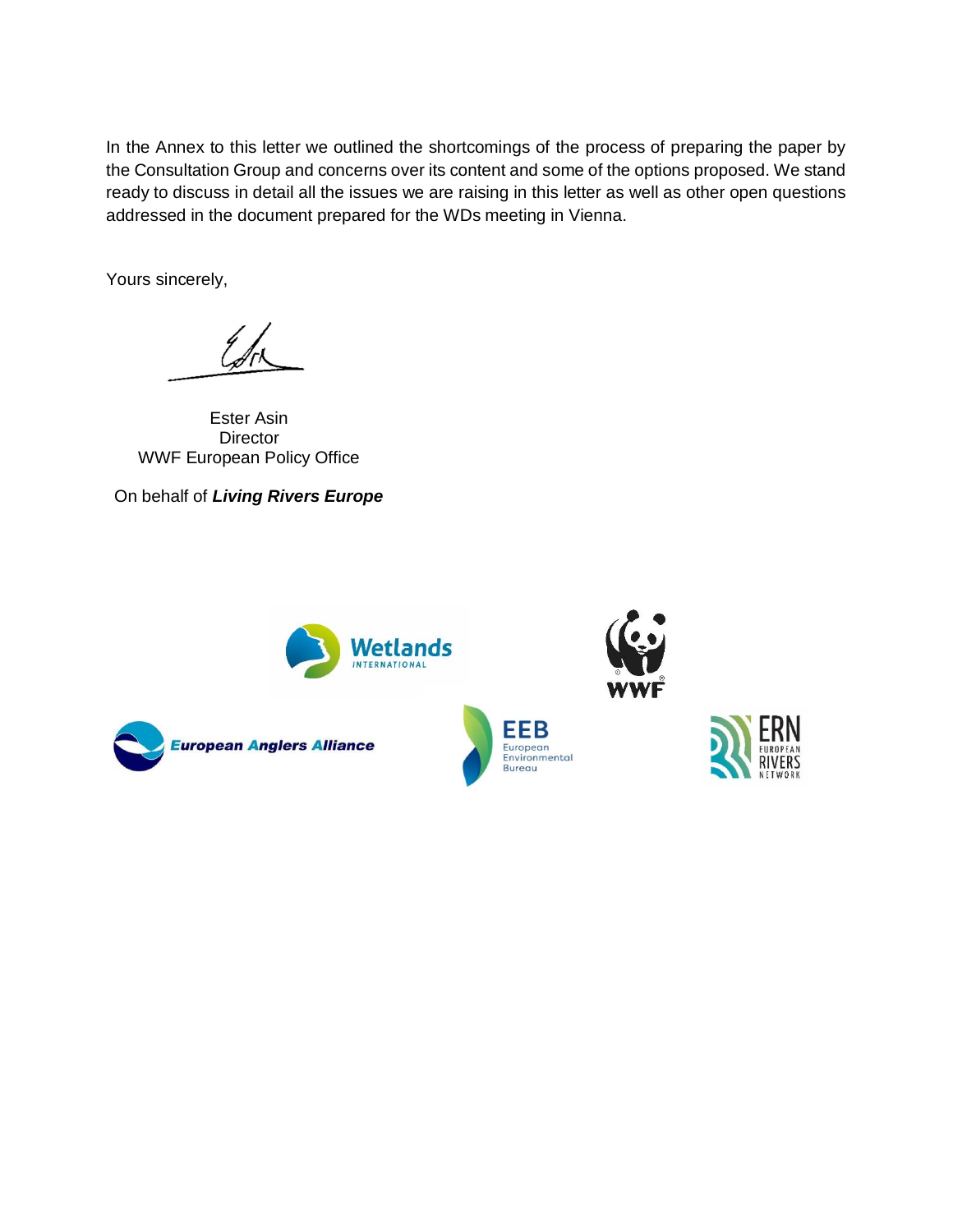In the Annex to this letter we outlined the shortcomings of the process of preparing the paper by the Consultation Group and concerns over its content and some of the options proposed. We stand ready to discuss in detail all the issues we are raising in this letter as well as other open questions addressed in the document prepared for the WDs meeting in Vienna.

Yours sincerely,

Ester Asin
Director
WWF European Policy Office

On behalf of ***Living Rivers Europe***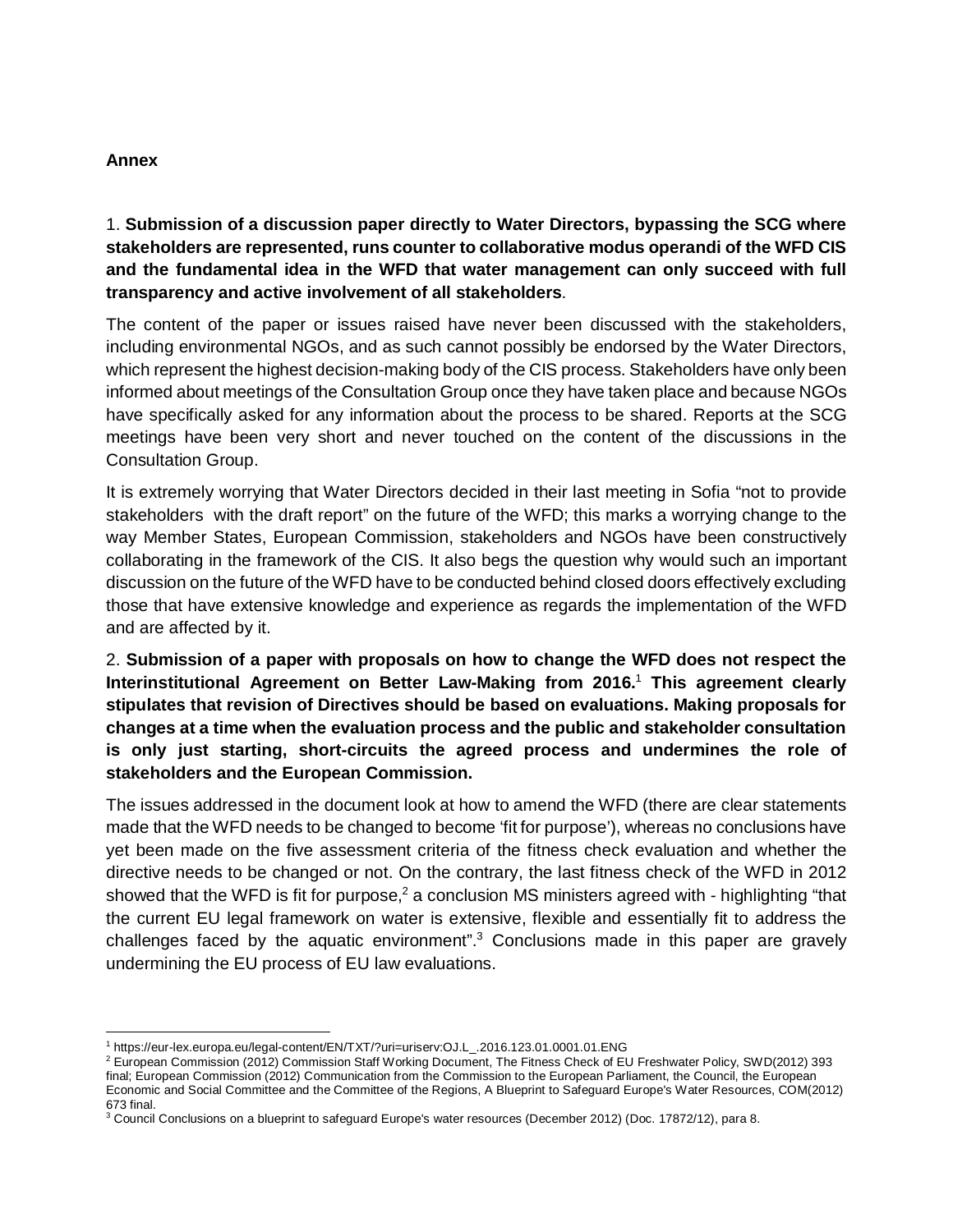**Annex**

1. **Submission of a discussion paper directly to Water Directors, bypassing the SCG where stakeholders are represented, runs counter to collaborative modus operandi of the WFD CIS and the fundamental idea in the WFD that water management can only succeed with full transparency and active involvement of all stakeholders**.

The content of the paper or issues raised have never been discussed with the stakeholders, including environmental NGOs, and as such cannot possibly be endorsed by the Water Directors, which represent the highest decision-making body of the CIS process. Stakeholders have only been informed about meetings of the Consultation Group once they have taken place and because NGOs have specifically asked for any information about the process to be shared. Reports at the SCG meetings have been very short and never touched on the content of the discussions in the Consultation Group.

It is extremely worrying that Water Directors decided in their last meeting in Sofia "not to provide stakeholders with the draft report" on the future of the WFD; this marks a worrying change to the way Member States, European Commission, stakeholders and NGOs have been constructively collaborating in the framework of the CIS. It also begs the question why would such an important discussion on the future of the WFD have to be conducted behind closed doors effectively excluding those that have extensive knowledge and experience as regards the implementation of the WFD and are affected by it.

2. **Submission of a paper with proposals on how to change the WFD does not respect the Interinstitutional Agreement on Better Law-Making from 2016.**[1] **This agreement clearly stipulates that revision of Directives should be based on evaluations. Making proposals for changes at a time when the evaluation process and the public and stakeholder consultation is only just starting, short-circuits the agreed process and undermines the role of stakeholders and the European Commission.**

The issues addressed in the document look at how to amend the WFD (there are clear statements made that the WFD needs to be changed to become 'fit for purpose'), whereas no conclusions have yet been made on the five assessment criteria of the fitness check evaluation and whether the directive needs to be changed or not. On the contrary, the last fitness check of the WFD in 2012 showed that the WFD is fit for purpose,[2] a conclusion MS ministers agreed with - highlighting "that the current EU legal framework on water is extensive, flexible and essentially fit to address the challenges faced by the aquatic environment".[3] Conclusions made in this paper are gravely undermining the EU process of EU law evaluations.

---

[1] https://eur-lex.europa.eu/legal-content/EN/TXT/?uri=uriserv:OJ.L_.2016.123.01.0001.01.ENG

[2] European Commission (2012) Commission Staff Working Document, The Fitness Check of EU Freshwater Policy, SWD(2012) 393 final; European Commission (2012) Communication from the Commission to the European Parliament, the Council, the European Economic and Social Committee and the Committee of the Regions, A Blueprint to Safeguard Europe's Water Resources, COM(2012) 673 final.

[3] Council Conclusions on a blueprint to safeguard Europe's water resources (December 2012) (Doc. 17872/12), para 8.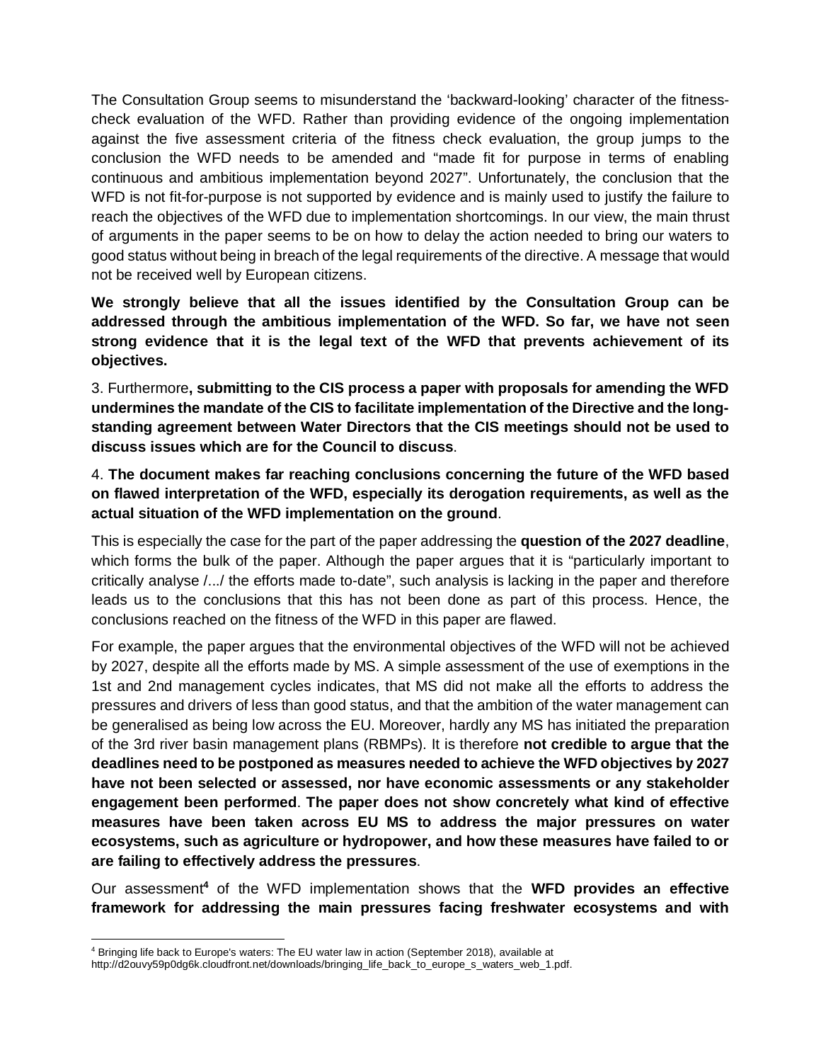The Consultation Group seems to misunderstand the 'backward-looking' character of the fitness-check evaluation of the WFD. Rather than providing evidence of the ongoing implementation against the five assessment criteria of the fitness check evaluation, the group jumps to the conclusion the WFD needs to be amended and "made fit for purpose in terms of enabling continuous and ambitious implementation beyond 2027". Unfortunately, the conclusion that the WFD is not fit-for-purpose is not supported by evidence and is mainly used to justify the failure to reach the objectives of the WFD due to implementation shortcomings. In our view, the main thrust of arguments in the paper seems to be on how to delay the action needed to bring our waters to good status without being in breach of the legal requirements of the directive. A message that would not be received well by European citizens.

**We strongly believe that all the issues identified by the Consultation Group can be addressed through the ambitious implementation of the WFD. So far, we have not seen strong evidence that it is the legal text of the WFD that prevents achievement of its objectives.**

3. Furthermore**, submitting to the CIS process a paper with proposals for amending the WFD undermines the mandate of the CIS to facilitate implementation of the Directive and the long-standing agreement between Water Directors that the CIS meetings should not be used to discuss issues which are for the Council to discuss**.

4. **The document makes far reaching conclusions concerning the future of the WFD based on flawed interpretation of the WFD, especially its derogation requirements, as well as the actual situation of the WFD implementation on the ground**.

This is especially the case for the part of the paper addressing the **question of the 2027 deadline**, which forms the bulk of the paper. Although the paper argues that it is "particularly important to critically analyse /.../ the efforts made to-date", such analysis is lacking in the paper and therefore leads us to the conclusions that this has not been done as part of this process. Hence, the conclusions reached on the fitness of the WFD in this paper are flawed.

For example, the paper argues that the environmental objectives of the WFD will not be achieved by 2027, despite all the efforts made by MS. A simple assessment of the use of exemptions in the 1st and 2nd management cycles indicates, that MS did not make all the efforts to address the pressures and drivers of less than good status, and that the ambition of the water management can be generalised as being low across the EU. Moreover, hardly any MS has initiated the preparation of the 3rd river basin management plans (RBMPs). It is therefore **not credible to argue that the deadlines need to be postponed as measures needed to achieve the WFD objectives by 2027 have not been selected or assessed, nor have economic assessments or any stakeholder engagement been performed**. **The paper does not show concretely what kind of effective measures have been taken across EU MS to address the major pressures on water ecosystems, such as agriculture or hydropower, and how these measures have failed to or are failing to effectively address the pressures**.

Our assessment[4] of the WFD implementation shows that the **WFD provides an effective framework for addressing the main pressures facing freshwater ecosystems and with**

---

[4] Bringing life back to Europe's waters: The EU water law in action (September 2018), available at http://d2ouvy59p0dg6k.cloudfront.net/downloads/bringing_life_back_to_europe_s_waters_web_1.pdf.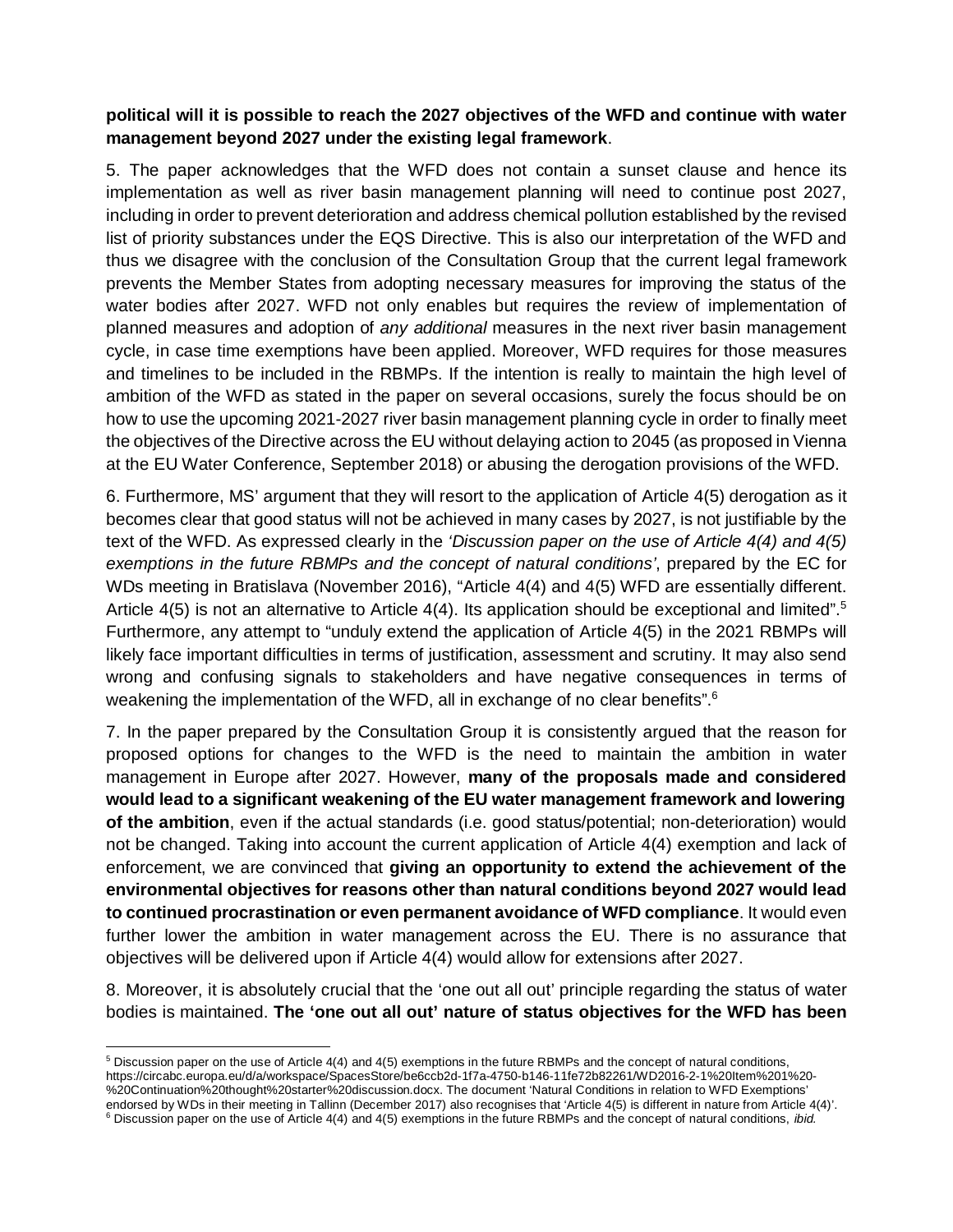**political will it is possible to reach the 2027 objectives of the WFD and continue with water management beyond 2027 under the existing legal framework**.

5. The paper acknowledges that the WFD does not contain a sunset clause and hence its implementation as well as river basin management planning will need to continue post 2027, including in order to prevent deterioration and address chemical pollution established by the revised list of priority substances under the EQS Directive. This is also our interpretation of the WFD and thus we disagree with the conclusion of the Consultation Group that the current legal framework prevents the Member States from adopting necessary measures for improving the status of the water bodies after 2027. WFD not only enables but requires the review of implementation of planned measures and adoption of *any additional* measures in the next river basin management cycle, in case time exemptions have been applied. Moreover, WFD requires for those measures and timelines to be included in the RBMPs. If the intention is really to maintain the high level of ambition of the WFD as stated in the paper on several occasions, surely the focus should be on how to use the upcoming 2021-2027 river basin management planning cycle in order to finally meet the objectives of the Directive across the EU without delaying action to 2045 (as proposed in Vienna at the EU Water Conference, September 2018) or abusing the derogation provisions of the WFD.

6. Furthermore, MS' argument that they will resort to the application of Article 4(5) derogation as it becomes clear that good status will not be achieved in many cases by 2027, is not justifiable by the text of the WFD. As expressed clearly in the *'Discussion paper on the use of Article 4(4) and 4(5) exemptions in the future RBMPs and the concept of natural conditions'*, prepared by the EC for WDs meeting in Bratislava (November 2016), "Article 4(4) and 4(5) WFD are essentially different. Article 4(5) is not an alternative to Article 4(4). Its application should be exceptional and limited".[5] Furthermore, any attempt to "unduly extend the application of Article 4(5) in the 2021 RBMPs will likely face important difficulties in terms of justification, assessment and scrutiny. It may also send wrong and confusing signals to stakeholders and have negative consequences in terms of weakening the implementation of the WFD, all in exchange of no clear benefits".[6]

7. In the paper prepared by the Consultation Group it is consistently argued that the reason for proposed options for changes to the WFD is the need to maintain the ambition in water management in Europe after 2027. However, **many of the proposals made and considered would lead to a significant weakening of the EU water management framework and lowering of the ambition**, even if the actual standards (i.e. good status/potential; non-deterioration) would not be changed. Taking into account the current application of Article 4(4) exemption and lack of enforcement, we are convinced that **giving an opportunity to extend the achievement of the environmental objectives for reasons other than natural conditions beyond 2027 would lead to continued procrastination or even permanent avoidance of WFD compliance**. It would even further lower the ambition in water management across the EU. There is no assurance that objectives will be delivered upon if Article 4(4) would allow for extensions after 2027.

8. Moreover, it is absolutely crucial that the 'one out all out' principle regarding the status of water bodies is maintained. **The 'one out all out' nature of status objectives for the WFD has been**

---

[5] Discussion paper on the use of Article 4(4) and 4(5) exemptions in the future RBMPs and the concept of natural conditions, https://circabc.europa.eu/d/a/workspace/SpacesStore/be6ccb2d-1f7a-4750-b146-11fe72b82261/WD2016-2-1%20Item%201%20-%20Continuation%20thought%20starter%20discussion.docx. The document 'Natural Conditions in relation to WFD Exemptions' endorsed by WDs in their meeting in Tallinn (December 2017) also recognises that 'Article 4(5) is different in nature from Article 4(4)'.

[6] Discussion paper on the use of Article 4(4) and 4(5) exemptions in the future RBMPs and the concept of natural conditions, *ibid.*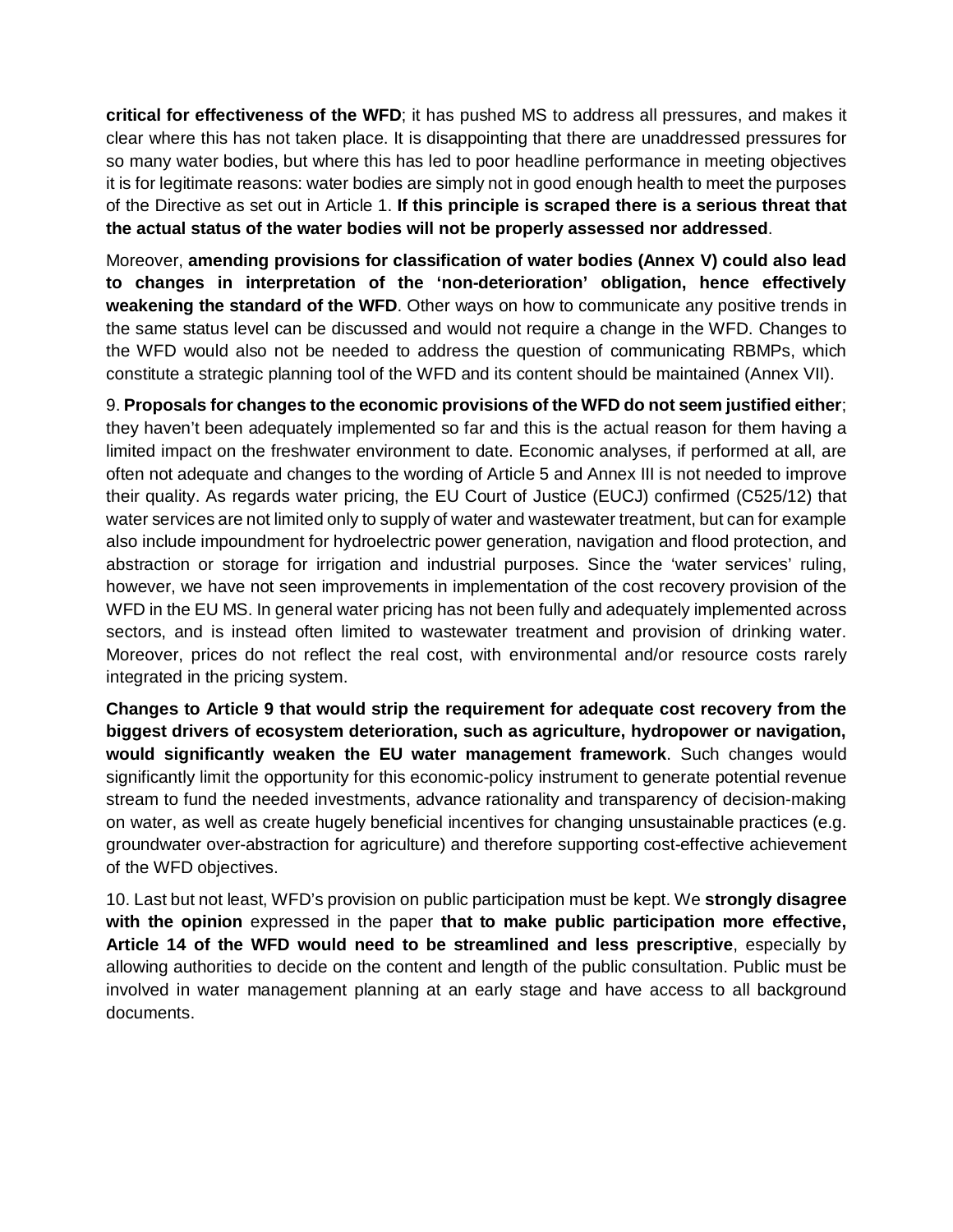**critical for effectiveness of the WFD**; it has pushed MS to address all pressures, and makes it clear where this has not taken place. It is disappointing that there are unaddressed pressures for so many water bodies, but where this has led to poor headline performance in meeting objectives it is for legitimate reasons: water bodies are simply not in good enough health to meet the purposes of the Directive as set out in Article 1. **If this principle is scraped there is a serious threat that the actual status of the water bodies will not be properly assessed nor addressed**.

Moreover, **amending provisions for classification of water bodies (Annex V) could also lead to changes in interpretation of the 'non-deterioration' obligation, hence effectively weakening the standard of the WFD**. Other ways on how to communicate any positive trends in the same status level can be discussed and would not require a change in the WFD. Changes to the WFD would also not be needed to address the question of communicating RBMPs, which constitute a strategic planning tool of the WFD and its content should be maintained (Annex VII).

9. **Proposals for changes to the economic provisions of the WFD do not seem justified either**; they haven't been adequately implemented so far and this is the actual reason for them having a limited impact on the freshwater environment to date. Economic analyses, if performed at all, are often not adequate and changes to the wording of Article 5 and Annex III is not needed to improve their quality. As regards water pricing, the EU Court of Justice (EUCJ) confirmed (C525/12) that water services are not limited only to supply of water and wastewater treatment, but can for example also include impoundment for hydroelectric power generation, navigation and flood protection, and abstraction or storage for irrigation and industrial purposes. Since the 'water services' ruling, however, we have not seen improvements in implementation of the cost recovery provision of the WFD in the EU MS. In general water pricing has not been fully and adequately implemented across sectors, and is instead often limited to wastewater treatment and provision of drinking water. Moreover, prices do not reflect the real cost, with environmental and/or resource costs rarely integrated in the pricing system.

**Changes to Article 9 that would strip the requirement for adequate cost recovery from the biggest drivers of ecosystem deterioration, such as agriculture, hydropower or navigation, would significantly weaken the EU water management framework**. Such changes would significantly limit the opportunity for this economic-policy instrument to generate potential revenue stream to fund the needed investments, advance rationality and transparency of decision-making on water, as well as create hugely beneficial incentives for changing unsustainable practices (e.g. groundwater over-abstraction for agriculture) and therefore supporting cost-effective achievement of the WFD objectives.

10. Last but not least, WFD's provision on public participation must be kept. We **strongly disagree with the opinion** expressed in the paper **that to make public participation more effective, Article 14 of the WFD would need to be streamlined and less prescriptive**, especially by allowing authorities to decide on the content and length of the public consultation. Public must be involved in water management planning at an early stage and have access to all background documents.